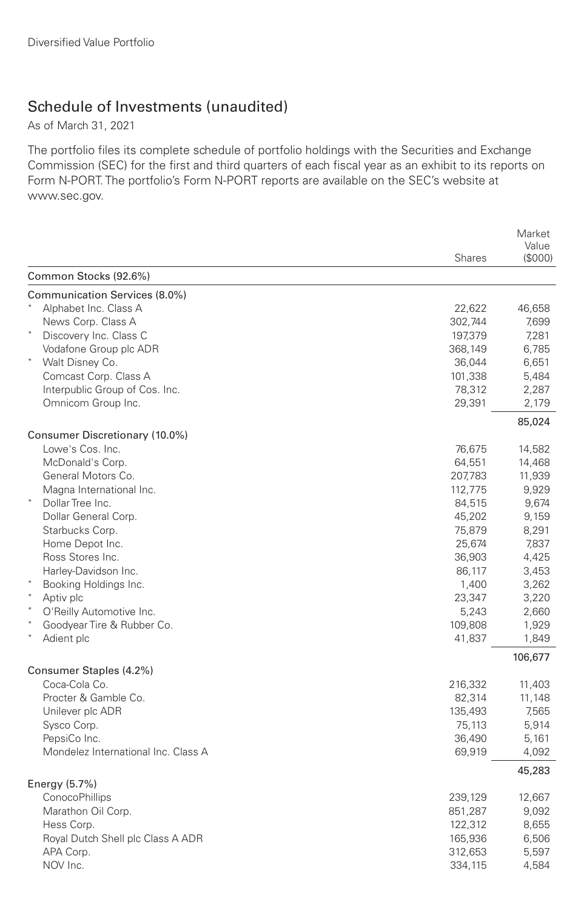Diversified Value Portfolio

# Schedule of Investments (unaudited)

As of March 31, 2021

The portfolio files its complete schedule of portfolio holdings with the Securities and Exchange Commission (SEC) for the first and third quarters of each fiscal year as an exhibit to its reports on Form N-PORT. The portfolio's Form N-PORT reports are available on the SEC's website at www.sec.gov.

| | Shares | Market Value ($000) |
|---|---|---|
| **Common Stocks (92.6%)** | | |
| **Communication Services (8.0%)** | | |
| * Alphabet Inc. Class A | 22,622 | 46,658 |
| News Corp. Class A | 302,744 | 7,699 |
| * Discovery Inc. Class C | 197,379 | 7,281 |
| Vodafone Group plc ADR | 368,149 | 6,785 |
| * Walt Disney Co. | 36,044 | 6,651 |
| Comcast Corp. Class A | 101,338 | 5,484 |
| Interpublic Group of Cos. Inc. | 78,312 | 2,287 |
| Omnicom Group Inc. | 29,391 | 2,179 |
| | | 85,024 |
| **Consumer Discretionary (10.0%)** | | |
| Lowe's Cos. Inc. | 76,675 | 14,582 |
| McDonald's Corp. | 64,551 | 14,468 |
| General Motors Co. | 207,783 | 11,939 |
| Magna International Inc. | 112,775 | 9,929 |
| * Dollar Tree Inc. | 84,515 | 9,674 |
| Dollar General Corp. | 45,202 | 9,159 |
| Starbucks Corp. | 75,879 | 8,291 |
| Home Depot Inc. | 25,674 | 7,837 |
| Ross Stores Inc. | 36,903 | 4,425 |
| Harley-Davidson Inc. | 86,117 | 3,453 |
| * Booking Holdings Inc. | 1,400 | 3,262 |
| * Aptiv plc | 23,347 | 3,220 |
| * O'Reilly Automotive Inc. | 5,243 | 2,660 |
| * Goodyear Tire & Rubber Co. | 109,808 | 1,929 |
| * Adient plc | 41,837 | 1,849 |
| | | 106,677 |
| **Consumer Staples (4.2%)** | | |
| Coca-Cola Co. | 216,332 | 11,403 |
| Procter & Gamble Co. | 82,314 | 11,148 |
| Unilever plc ADR | 135,493 | 7,565 |
| Sysco Corp. | 75,113 | 5,914 |
| PepsiCo Inc. | 36,490 | 5,161 |
| Mondelez International Inc. Class A | 69,919 | 4,092 |
| | | 45,283 |
| **Energy (5.7%)** | | |
| ConocoPhillips | 239,129 | 12,667 |
| Marathon Oil Corp. | 851,287 | 9,092 |
| Hess Corp. | 122,312 | 8,655 |
| Royal Dutch Shell plc Class A ADR | 165,936 | 6,506 |
| APA Corp. | 312,653 | 5,597 |
| NOV Inc. | 334,115 | 4,584 |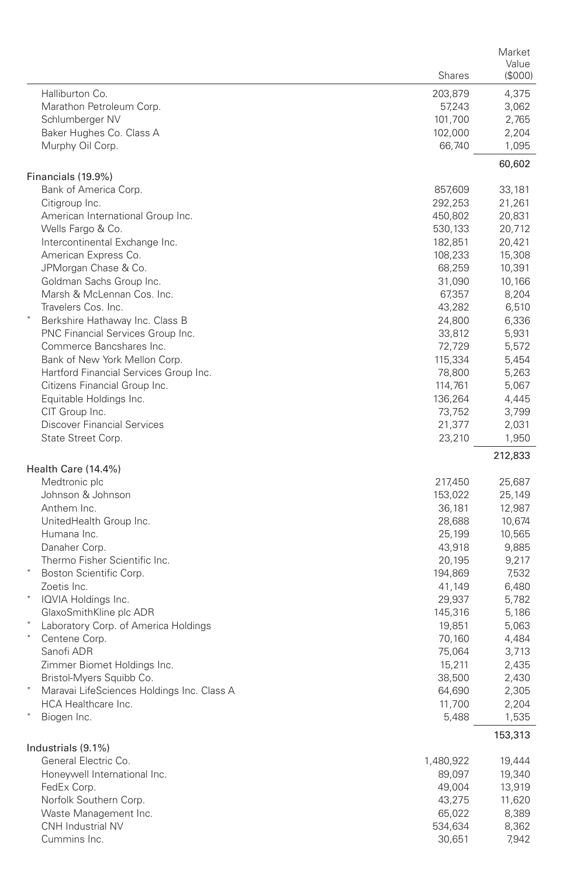| | Shares | Market Value ($000) |
|---|---|---|
| Halliburton Co. | 203,879 | 4,375 |
| Marathon Petroleum Corp. | 57,243 | 3,062 |
| Schlumberger NV | 101,700 | 2,765 |
| Baker Hughes Co. Class A | 102,000 | 2,204 |
| Murphy Oil Corp. | 66,740 | 1,095 |
| | | 60,602 |
| **Financials (19.9%)** | | |
| Bank of America Corp. | 857,609 | 33,181 |
| Citigroup Inc. | 292,253 | 21,261 |
| American International Group Inc. | 450,802 | 20,831 |
| Wells Fargo & Co. | 530,133 | 20,712 |
| Intercontinental Exchange Inc. | 182,851 | 20,421 |
| American Express Co. | 108,233 | 15,308 |
| JPMorgan Chase & Co. | 68,259 | 10,391 |
| Goldman Sachs Group Inc. | 31,090 | 10,166 |
| Marsh & McLennan Cos. Inc. | 67,357 | 8,204 |
| Travelers Cos. Inc. | 43,282 | 6,510 |
| * Berkshire Hathaway Inc. Class B | 24,800 | 6,336 |
| PNC Financial Services Group Inc. | 33,812 | 5,931 |
| Commerce Bancshares Inc. | 72,729 | 5,572 |
| Bank of New York Mellon Corp. | 115,334 | 5,454 |
| Hartford Financial Services Group Inc. | 78,800 | 5,263 |
| Citizens Financial Group Inc. | 114,761 | 5,067 |
| Equitable Holdings Inc. | 136,264 | 4,445 |
| CIT Group Inc. | 73,752 | 3,799 |
| Discover Financial Services | 21,377 | 2,031 |
| State Street Corp. | 23,210 | 1,950 |
| | | 212,833 |
| **Health Care (14.4%)** | | |
| Medtronic plc | 217,450 | 25,687 |
| Johnson & Johnson | 153,022 | 25,149 |
| Anthem Inc. | 36,181 | 12,987 |
| UnitedHealth Group Inc. | 28,688 | 10,674 |
| Humana Inc. | 25,199 | 10,565 |
| Danaher Corp. | 43,918 | 9,885 |
| Thermo Fisher Scientific Inc. | 20,195 | 9,217 |
| * Boston Scientific Corp. | 194,869 | 7,532 |
| Zoetis Inc. | 41,149 | 6,480 |
| * IQVIA Holdings Inc. | 29,937 | 5,782 |
| GlaxoSmithKline plc ADR | 145,316 | 5,186 |
| * Laboratory Corp. of America Holdings | 19,851 | 5,063 |
| * Centene Corp. | 70,160 | 4,484 |
| Sanofi ADR | 75,064 | 3,713 |
| Zimmer Biomet Holdings Inc. | 15,211 | 2,435 |
| Bristol-Myers Squibb Co. | 38,500 | 2,430 |
| * Maravai LifeSciences Holdings Inc. Class A | 64,690 | 2,305 |
| HCA Healthcare Inc. | 11,700 | 2,204 |
| * Biogen Inc. | 5,488 | 1,535 |
| | | 153,313 |
| **Industrials (9.1%)** | | |
| General Electric Co. | 1,480,922 | 19,444 |
| Honeywell International Inc. | 89,097 | 19,340 |
| FedEx Corp. | 49,004 | 13,919 |
| Norfolk Southern Corp. | 43,275 | 11,620 |
| Waste Management Inc. | 65,022 | 8,389 |
| CNH Industrial NV | 534,634 | 8,362 |
| Cummins Inc. | 30,651 | 7,942 |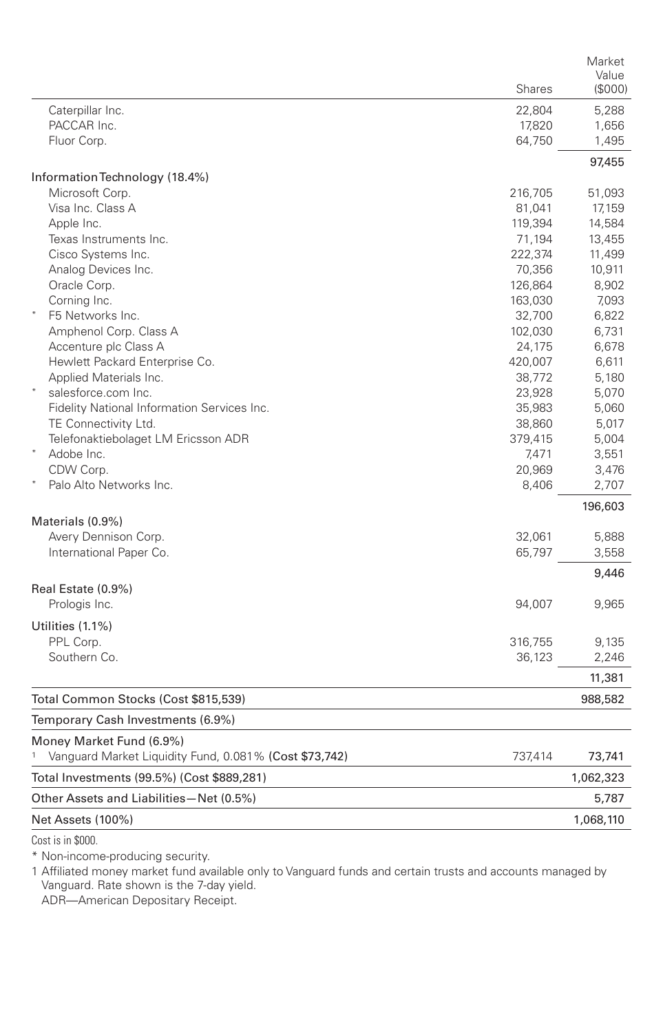| | Shares | Market Value ($000) |
|---|---|---|
| Caterpillar Inc. | 22,804 | 5,288 |
| PACCAR Inc. | 17,820 | 1,656 |
| Fluor Corp. | 64,750 | 1,495 |
| | | 97,455 |
| **Information Technology (18.4%)** | | |
| Microsoft Corp. | 216,705 | 51,093 |
| Visa Inc. Class A | 81,041 | 17,159 |
| Apple Inc. | 119,394 | 14,584 |
| Texas Instruments Inc. | 71,194 | 13,455 |
| Cisco Systems Inc. | 222,374 | 11,499 |
| Analog Devices Inc. | 70,356 | 10,911 |
| Oracle Corp. | 126,864 | 8,902 |
| Corning Inc. | 163,030 | 7,093 |
| * F5 Networks Inc. | 32,700 | 6,822 |
| Amphenol Corp. Class A | 102,030 | 6,731 |
| Accenture plc Class A | 24,175 | 6,678 |
| Hewlett Packard Enterprise Co. | 420,007 | 6,611 |
| Applied Materials Inc. | 38,772 | 5,180 |
| * salesforce.com Inc. | 23,928 | 5,070 |
| Fidelity National Information Services Inc. | 35,983 | 5,060 |
| TE Connectivity Ltd. | 38,860 | 5,017 |
| Telefonaktiebolaget LM Ericsson ADR | 379,415 | 5,004 |
| * Adobe Inc. | 7,471 | 3,551 |
| CDW Corp. | 20,969 | 3,476 |
| * Palo Alto Networks Inc. | 8,406 | 2,707 |
| | | 196,603 |
| **Materials (0.9%)** | | |
| Avery Dennison Corp. | 32,061 | 5,888 |
| International Paper Co. | 65,797 | 3,558 |
| | | 9,446 |
| **Real Estate (0.9%)** | | |
| Prologis Inc. | 94,007 | 9,965 |
| **Utilities (1.1%)** | | |
| PPL Corp. | 316,755 | 9,135 |
| Southern Co. | 36,123 | 2,246 |
| | | 11,381 |
| Total Common Stocks (Cost $815,539) | | 988,582 |
| Temporary Cash Investments (6.9%) | | |
| Money Market Fund (6.9%) | | |
| [1] Vanguard Market Liquidity Fund, 0.081% (Cost $73,742) | 737,414 | 73,741 |
| Total Investments (99.5%) (Cost $889,281) | | 1,062,323 |
| Other Assets and Liabilities—Net (0.5%) | | 5,787 |
| Net Assets (100%) | | 1,068,110 |

Cost is in $000.

* Non-income-producing security.

1 Affiliated money market fund available only to Vanguard funds and certain trusts and accounts managed by Vanguard. Rate shown is the 7-day yield.

ADR—American Depositary Receipt.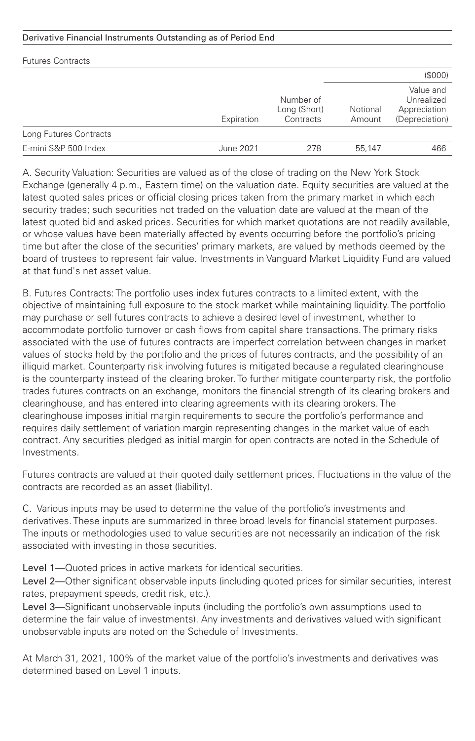### Derivative Financial Instruments Outstanding as of Period End

#### Futures Contracts

| | | | ($000) | |
|---|---|---|---|---|
| | Expiration | Number of Long (Short) Contracts | Notional Amount | Value and Unrealized Appreciation (Depreciation) |
| Long Futures Contracts | | | | |
| E-mini S&P 500 Index | June 2021 | 278 | 55,147 | 466 |

A. Security Valuation: Securities are valued as of the close of trading on the New York Stock Exchange (generally 4 p.m., Eastern time) on the valuation date. Equity securities are valued at the latest quoted sales prices or official closing prices taken from the primary market in which each security trades; such securities not traded on the valuation date are valued at the mean of the latest quoted bid and asked prices. Securities for which market quotations are not readily available, or whose values have been materially affected by events occurring before the portfolio's pricing time but after the close of the securities' primary markets, are valued by methods deemed by the board of trustees to represent fair value. Investments in Vanguard Market Liquidity Fund are valued at that fund's net asset value.

B. Futures Contracts: The portfolio uses index futures contracts to a limited extent, with the objective of maintaining full exposure to the stock market while maintaining liquidity. The portfolio may purchase or sell futures contracts to achieve a desired level of investment, whether to accommodate portfolio turnover or cash flows from capital share transactions. The primary risks associated with the use of futures contracts are imperfect correlation between changes in market values of stocks held by the portfolio and the prices of futures contracts, and the possibility of an illiquid market. Counterparty risk involving futures is mitigated because a regulated clearinghouse is the counterparty instead of the clearing broker. To further mitigate counterparty risk, the portfolio trades futures contracts on an exchange, monitors the financial strength of its clearing brokers and clearinghouse, and has entered into clearing agreements with its clearing brokers. The clearinghouse imposes initial margin requirements to secure the portfolio's performance and requires daily settlement of variation margin representing changes in the market value of each contract. Any securities pledged as initial margin for open contracts are noted in the Schedule of Investments.

Futures contracts are valued at their quoted daily settlement prices. Fluctuations in the value of the contracts are recorded as an asset (liability).

C. Various inputs may be used to determine the value of the portfolio's investments and derivatives. These inputs are summarized in three broad levels for financial statement purposes. The inputs or methodologies used to value securities are not necessarily an indication of the risk associated with investing in those securities.

**Level 1**—Quoted prices in active markets for identical securities.
**Level 2**—Other significant observable inputs (including quoted prices for similar securities, interest rates, prepayment speeds, credit risk, etc.).
**Level 3**—Significant unobservable inputs (including the portfolio's own assumptions used to determine the fair value of investments). Any investments and derivatives valued with significant unobservable inputs are noted on the Schedule of Investments.

At March 31, 2021, 100% of the market value of the portfolio's investments and derivatives was determined based on Level 1 inputs.